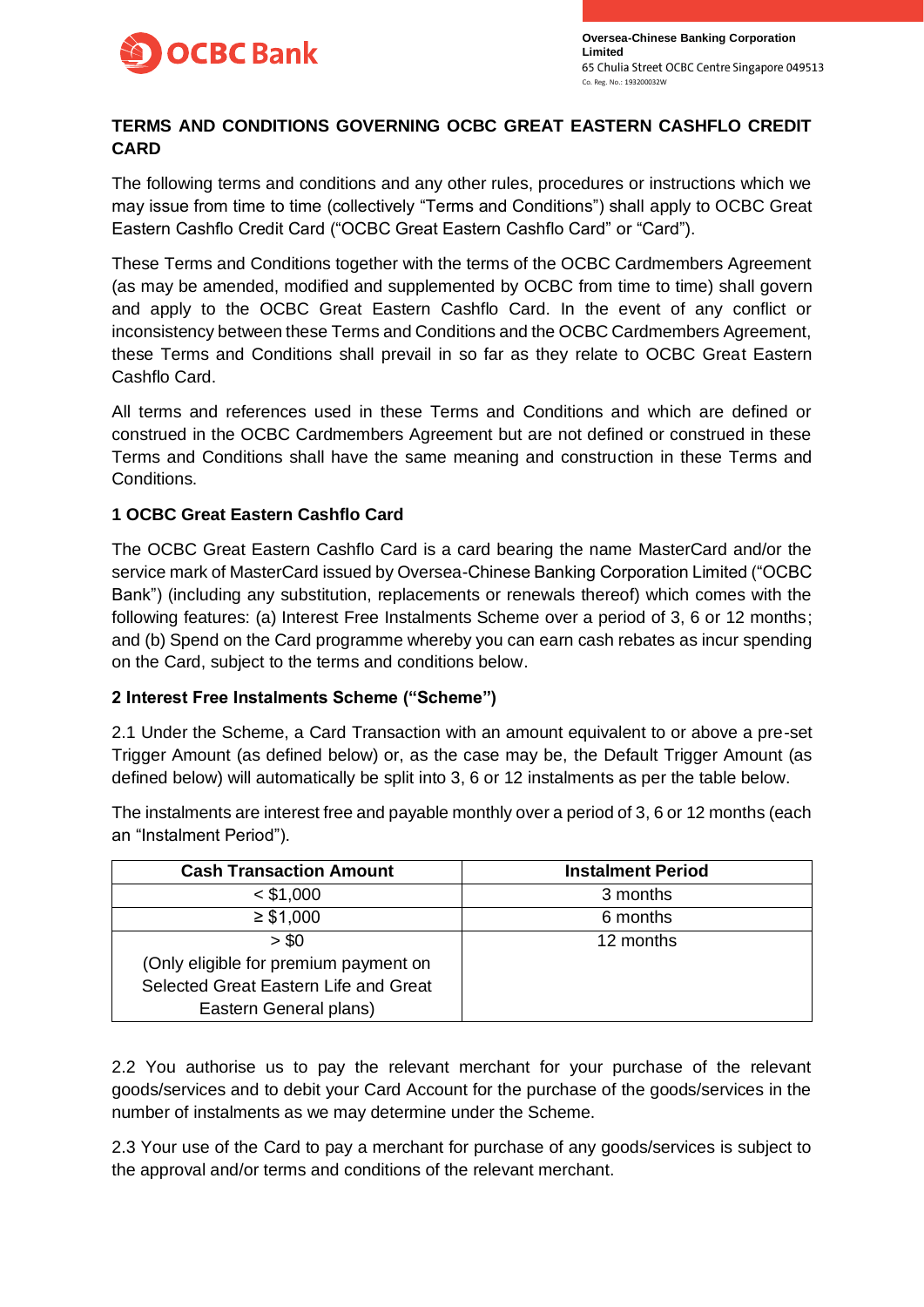# TERMS AND CONDITIONS GOVERNING OCBC GREAT EASTERN CASHFLO CREDIT CARD

The following terms and conditions and any other rules, procedures or instructions which we may issue from time to time (collectively "Terms and Conditions") shall apply to OCBC Great Eastern Cashflo Credit Card ("OCBC Great Eastern Cashflo Card" or "Card").

These Terms and Conditions together with the terms of the OCBC Cardmembers Agreement (as may be amended, modified and supplemented by OCBC from time to time) shall govern and apply to the OCBC Great Eastern Cashflo Card. In the event of any conflict or inconsistency between these Terms and Conditions and the OCBC Cardmembers Agreement, these Terms and Conditions shall prevail in so far as they relate to OCBC Great Eastern Cashflo Card.

All terms and references used in these Terms and Conditions and which are defined or construed in the OCBC Cardmembers Agreement but are not defined or construed in these Terms and Conditions shall have the same meaning and construction in these Terms and Conditions.

## 1 OCBC Great Eastern Cashflo Card

The OCBC Great Eastern Cashflo Card is a card bearing the name MasterCard and/or the service mark of MasterCard issued by Oversea-Chinese Banking Corporation Limited ("OCBC Bank") (including any substitution, replacements or renewals thereof) which comes with the following features: (a) Interest Free Instalments Scheme over a period of 3, 6 or 12 months; and (b) Spend on the Card programme whereby you can earn cash rebates as incur spending on the Card, subject to the terms and conditions below.

## 2 Interest Free Instalments Scheme ("Scheme")

2.1 Under the Scheme, a Card Transaction with an amount equivalent to or above a pre-set Trigger Amount (as defined below) or, as the case may be, the Default Trigger Amount (as defined below) will automatically be split into 3, 6 or 12 instalments as per the table below.

The instalments are interest free and payable monthly over a period of 3, 6 or 12 months (each an "Instalment Period").

| Cash Transaction Amount | Instalment Period |
|---|---|
| < $1,000 | 3 months |
| ≥ $1,000 | 6 months |
| > $0 (Only eligible for premium payment on Selected Great Eastern Life and Great Eastern General plans) | 12 months |

2.2 You authorise us to pay the relevant merchant for your purchase of the relevant goods/services and to debit your Card Account for the purchase of the goods/services in the number of instalments as we may determine under the Scheme.

2.3 Your use of the Card to pay a merchant for purchase of any goods/services is subject to the approval and/or terms and conditions of the relevant merchant.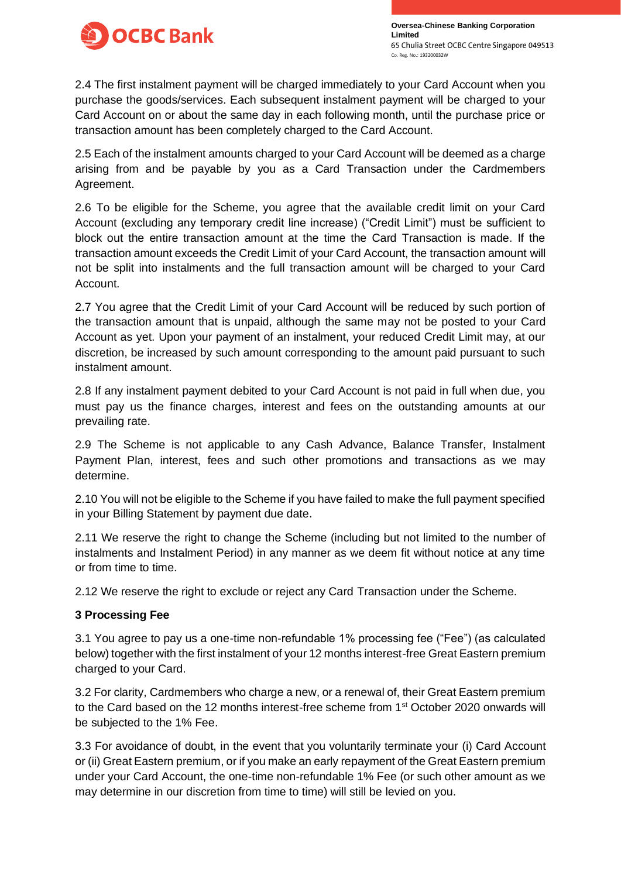2.4 The first instalment payment will be charged immediately to your Card Account when you purchase the goods/services. Each subsequent instalment payment will be charged to your Card Account on or about the same day in each following month, until the purchase price or transaction amount has been completely charged to the Card Account.

2.5 Each of the instalment amounts charged to your Card Account will be deemed as a charge arising from and be payable by you as a Card Transaction under the Cardmembers Agreement.

2.6 To be eligible for the Scheme, you agree that the available credit limit on your Card Account (excluding any temporary credit line increase) ("Credit Limit") must be sufficient to block out the entire transaction amount at the time the Card Transaction is made. If the transaction amount exceeds the Credit Limit of your Card Account, the transaction amount will not be split into instalments and the full transaction amount will be charged to your Card Account.

2.7 You agree that the Credit Limit of your Card Account will be reduced by such portion of the transaction amount that is unpaid, although the same may not be posted to your Card Account as yet. Upon your payment of an instalment, your reduced Credit Limit may, at our discretion, be increased by such amount corresponding to the amount paid pursuant to such instalment amount.

2.8 If any instalment payment debited to your Card Account is not paid in full when due, you must pay us the finance charges, interest and fees on the outstanding amounts at our prevailing rate.

2.9 The Scheme is not applicable to any Cash Advance, Balance Transfer, Instalment Payment Plan, interest, fees and such other promotions and transactions as we may determine.

2.10 You will not be eligible to the Scheme if you have failed to make the full payment specified in your Billing Statement by payment due date.

2.11 We reserve the right to change the Scheme (including but not limited to the number of instalments and Instalment Period) in any manner as we deem fit without notice at any time or from time to time.

2.12 We reserve the right to exclude or reject any Card Transaction under the Scheme.

**3 Processing Fee**

3.1 You agree to pay us a one-time non-refundable 1% processing fee ("Fee") (as calculated below) together with the first instalment of your 12 months interest-free Great Eastern premium charged to your Card.

3.2 For clarity, Cardmembers who charge a new, or a renewal of, their Great Eastern premium to the Card based on the 12 months interest-free scheme from 1st October 2020 onwards will be subjected to the 1% Fee.

3.3 For avoidance of doubt, in the event that you voluntarily terminate your (i) Card Account or (ii) Great Eastern premium, or if you make an early repayment of the Great Eastern premium under your Card Account, the one-time non-refundable 1% Fee (or such other amount as we may determine in our discretion from time to time) will still be levied on you.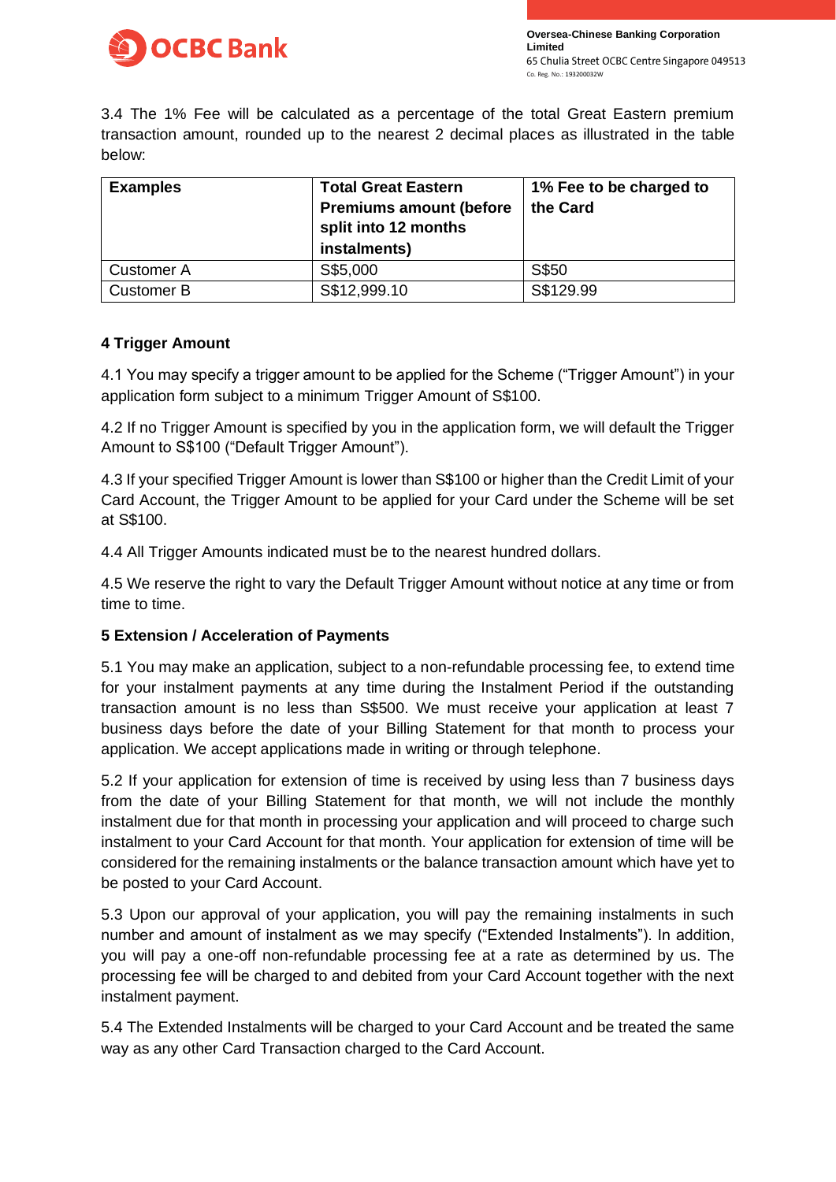3.4 The 1% Fee will be calculated as a percentage of the total Great Eastern premium transaction amount, rounded up to the nearest 2 decimal places as illustrated in the table below:

| Examples | Total Great Eastern Premiums amount (before split into 12 months instalments) | 1% Fee to be charged to the Card |
|---|---|---|
| Customer A | S$5,000 | S$50 |
| Customer B | S$12,999.10 | S$129.99 |

**4 Trigger Amount**

4.1 You may specify a trigger amount to be applied for the Scheme ("Trigger Amount") in your application form subject to a minimum Trigger Amount of S$100.

4.2 If no Trigger Amount is specified by you in the application form, we will default the Trigger Amount to S$100 ("Default Trigger Amount").

4.3 If your specified Trigger Amount is lower than S$100 or higher than the Credit Limit of your Card Account, the Trigger Amount to be applied for your Card under the Scheme will be set at S$100.

4.4 All Trigger Amounts indicated must be to the nearest hundred dollars.

4.5 We reserve the right to vary the Default Trigger Amount without notice at any time or from time to time.

**5 Extension / Acceleration of Payments**

5.1 You may make an application, subject to a non-refundable processing fee, to extend time for your instalment payments at any time during the Instalment Period if the outstanding transaction amount is no less than S$500. We must receive your application at least 7 business days before the date of your Billing Statement for that month to process your application. We accept applications made in writing or through telephone.

5.2 If your application for extension of time is received by using less than 7 business days from the date of your Billing Statement for that month, we will not include the monthly instalment due for that month in processing your application and will proceed to charge such instalment to your Card Account for that month. Your application for extension of time will be considered for the remaining instalments or the balance transaction amount which have yet to be posted to your Card Account.

5.3 Upon our approval of your application, you will pay the remaining instalments in such number and amount of instalment as we may specify ("Extended Instalments"). In addition, you will pay a one-off non-refundable processing fee at a rate as determined by us. The processing fee will be charged to and debited from your Card Account together with the next instalment payment.

5.4 The Extended Instalments will be charged to your Card Account and be treated the same way as any other Card Transaction charged to the Card Account.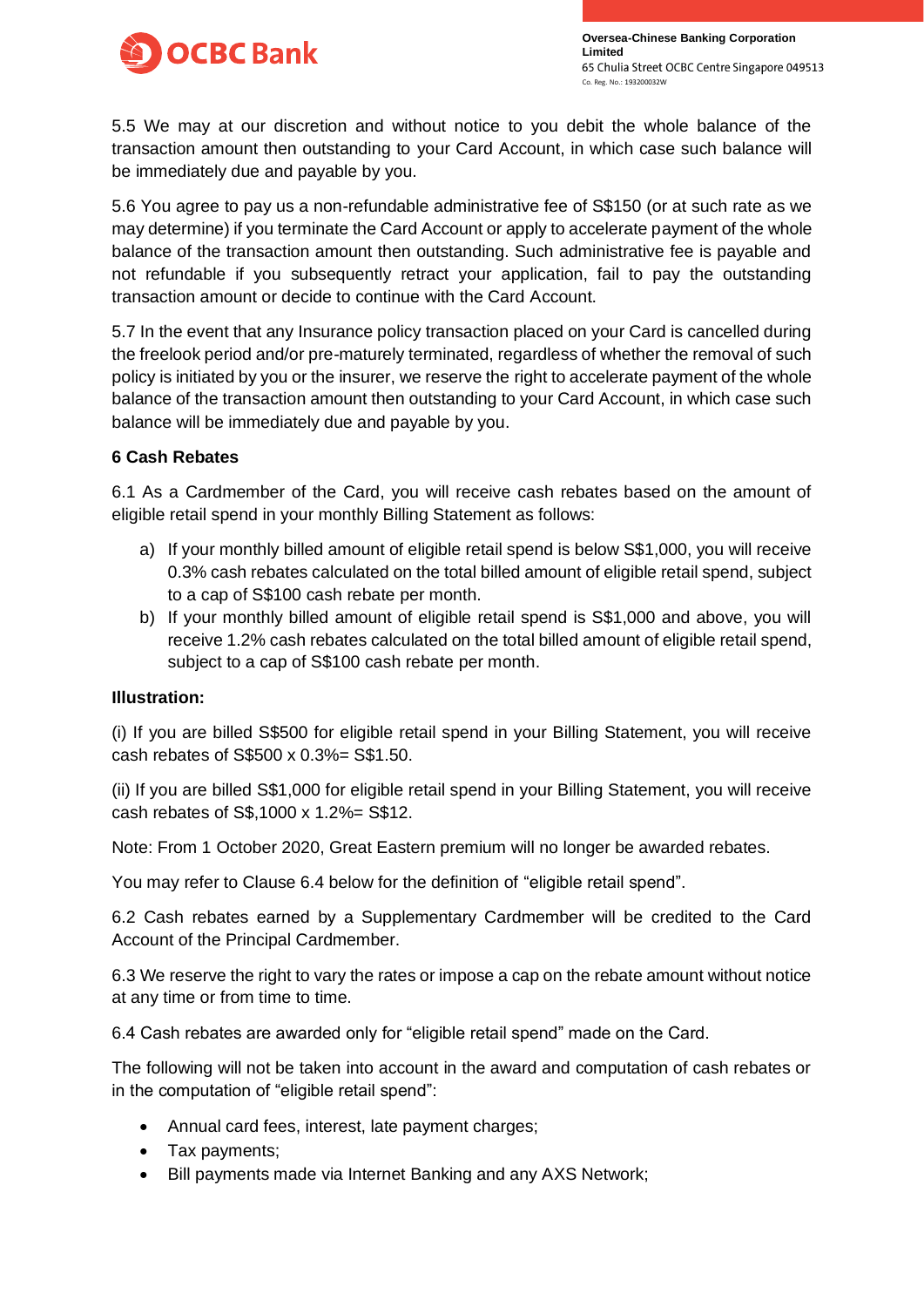5.5 We may at our discretion and without notice to you debit the whole balance of the transaction amount then outstanding to your Card Account, in which case such balance will be immediately due and payable by you.

5.6 You agree to pay us a non-refundable administrative fee of S$150 (or at such rate as we may determine) if you terminate the Card Account or apply to accelerate payment of the whole balance of the transaction amount then outstanding. Such administrative fee is payable and not refundable if you subsequently retract your application, fail to pay the outstanding transaction amount or decide to continue with the Card Account.

5.7 In the event that any Insurance policy transaction placed on your Card is cancelled during the freelook period and/or pre-maturely terminated, regardless of whether the removal of such policy is initiated by you or the insurer, we reserve the right to accelerate payment of the whole balance of the transaction amount then outstanding to your Card Account, in which case such balance will be immediately due and payable by you.

**6 Cash Rebates**

6.1 As a Cardmember of the Card, you will receive cash rebates based on the amount of eligible retail spend in your monthly Billing Statement as follows:

a) If your monthly billed amount of eligible retail spend is below S$1,000, you will receive 0.3% cash rebates calculated on the total billed amount of eligible retail spend, subject to a cap of S$100 cash rebate per month.

b) If your monthly billed amount of eligible retail spend is S$1,000 and above, you will receive 1.2% cash rebates calculated on the total billed amount of eligible retail spend, subject to a cap of S$100 cash rebate per month.

**Illustration:**

(i) If you are billed S$500 for eligible retail spend in your Billing Statement, you will receive cash rebates of S$500 x 0.3%= S$1.50.

(ii) If you are billed S$1,000 for eligible retail spend in your Billing Statement, you will receive cash rebates of S$,1000 x 1.2%= S$12.

Note: From 1 October 2020, Great Eastern premium will no longer be awarded rebates.

You may refer to Clause 6.4 below for the definition of "eligible retail spend".

6.2 Cash rebates earned by a Supplementary Cardmember will be credited to the Card Account of the Principal Cardmember.

6.3 We reserve the right to vary the rates or impose a cap on the rebate amount without notice at any time or from time to time.

6.4 Cash rebates are awarded only for "eligible retail spend" made on the Card.

The following will not be taken into account in the award and computation of cash rebates or in the computation of "eligible retail spend":

- Annual card fees, interest, late payment charges;
- Tax payments;
- Bill payments made via Internet Banking and any AXS Network;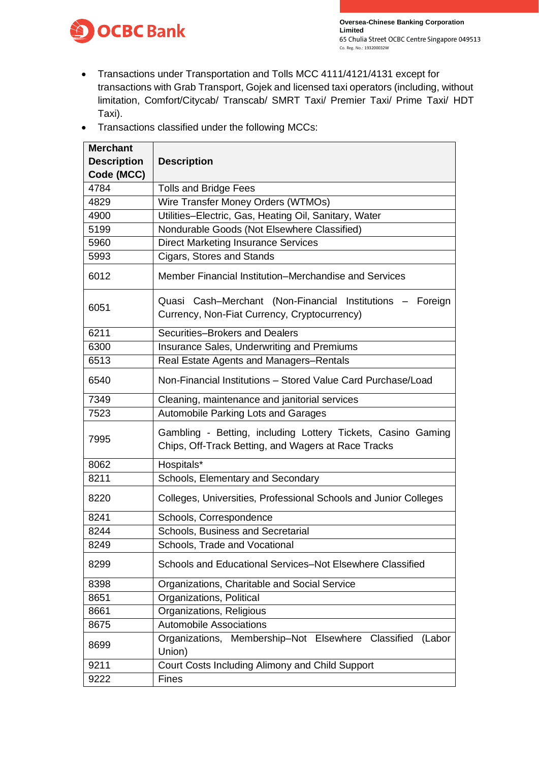- Transactions under Transportation and Tolls MCC 4111/4121/4131 except for transactions with Grab Transport, Gojek and licensed taxi operators (including, without limitation, Comfort/Citycab/ Transcab/ SMRT Taxi/ Premier Taxi/ Prime Taxi/ HDT Taxi).
- Transactions classified under the following MCCs:

| Merchant Description Code (MCC) | Description |
|---|---|
| 4784 | Tolls and Bridge Fees |
| 4829 | Wire Transfer Money Orders (WTMOs) |
| 4900 | Utilities–Electric, Gas, Heating Oil, Sanitary, Water |
| 5199 | Nondurable Goods (Not Elsewhere Classified) |
| 5960 | Direct Marketing Insurance Services |
| 5993 | Cigars, Stores and Stands |
| 6012 | Member Financial Institution–Merchandise and Services |
| 6051 | Quasi Cash–Merchant (Non-Financial Institutions – Foreign Currency, Non-Fiat Currency, Cryptocurrency) |
| 6211 | Securities–Brokers and Dealers |
| 6300 | Insurance Sales, Underwriting and Premiums |
| 6513 | Real Estate Agents and Managers–Rentals |
| 6540 | Non-Financial Institutions – Stored Value Card Purchase/Load |
| 7349 | Cleaning, maintenance and janitorial services |
| 7523 | Automobile Parking Lots and Garages |
| 7995 | Gambling - Betting, including Lottery Tickets, Casino Gaming Chips, Off-Track Betting, and Wagers at Race Tracks |
| 8062 | Hospitals* |
| 8211 | Schools, Elementary and Secondary |
| 8220 | Colleges, Universities, Professional Schools and Junior Colleges |
| 8241 | Schools, Correspondence |
| 8244 | Schools, Business and Secretarial |
| 8249 | Schools, Trade and Vocational |
| 8299 | Schools and Educational Services–Not Elsewhere Classified |
| 8398 | Organizations, Charitable and Social Service |
| 8651 | Organizations, Political |
| 8661 | Organizations, Religious |
| 8675 | Automobile Associations |
| 8699 | Organizations, Membership–Not Elsewhere Classified (Labor Union) |
| 9211 | Court Costs Including Alimony and Child Support |
| 9222 | Fines |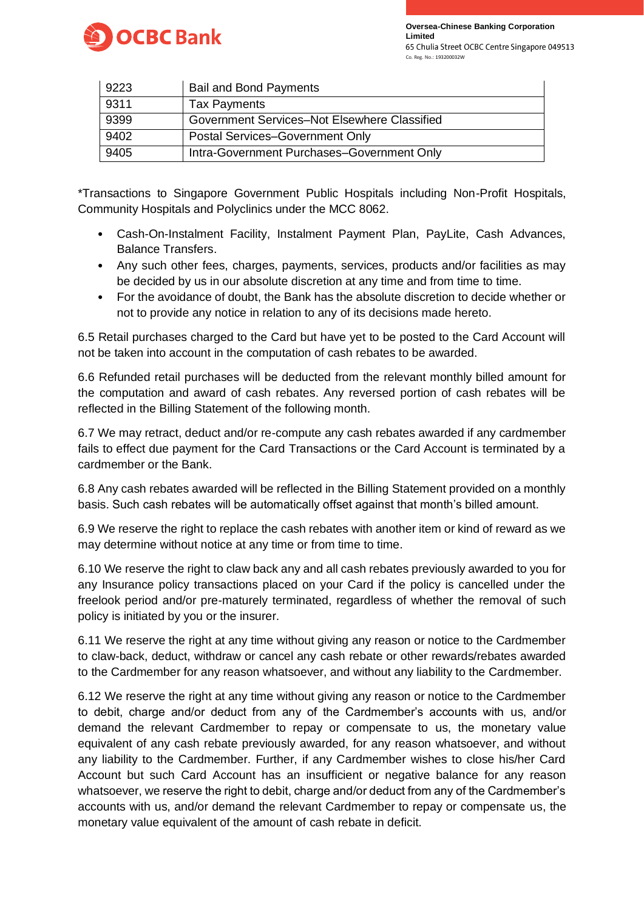| 9223 | Bail and Bond Payments |
| --- | --- |
| 9311 | Tax Payments |
| 9399 | Government Services–Not Elsewhere Classified |
| 9402 | Postal Services–Government Only |
| 9405 | Intra-Government Purchases–Government Only |

*Transactions to Singapore Government Public Hospitals including Non-Profit Hospitals, Community Hospitals and Polyclinics under the MCC 8062.

- Cash-On-Instalment Facility, Instalment Payment Plan, PayLite, Cash Advances, Balance Transfers.
- Any such other fees, charges, payments, services, products and/or facilities as may be decided by us in our absolute discretion at any time and from time to time.
- For the avoidance of doubt, the Bank has the absolute discretion to decide whether or not to provide any notice in relation to any of its decisions made hereto.

6.5 Retail purchases charged to the Card but have yet to be posted to the Card Account will not be taken into account in the computation of cash rebates to be awarded.

6.6 Refunded retail purchases will be deducted from the relevant monthly billed amount for the computation and award of cash rebates. Any reversed portion of cash rebates will be reflected in the Billing Statement of the following month.

6.7 We may retract, deduct and/or re-compute any cash rebates awarded if any cardmember fails to effect due payment for the Card Transactions or the Card Account is terminated by a cardmember or the Bank.

6.8 Any cash rebates awarded will be reflected in the Billing Statement provided on a monthly basis. Such cash rebates will be automatically offset against that month's billed amount.

6.9 We reserve the right to replace the cash rebates with another item or kind of reward as we may determine without notice at any time or from time to time.

6.10 We reserve the right to claw back any and all cash rebates previously awarded to you for any Insurance policy transactions placed on your Card if the policy is cancelled under the freelook period and/or pre-maturely terminated, regardless of whether the removal of such policy is initiated by you or the insurer.

6.11 We reserve the right at any time without giving any reason or notice to the Cardmember to claw-back, deduct, withdraw or cancel any cash rebate or other rewards/rebates awarded to the Cardmember for any reason whatsoever, and without any liability to the Cardmember.

6.12 We reserve the right at any time without giving any reason or notice to the Cardmember to debit, charge and/or deduct from any of the Cardmember's accounts with us, and/or demand the relevant Cardmember to repay or compensate to us, the monetary value equivalent of any cash rebate previously awarded, for any reason whatsoever, and without any liability to the Cardmember. Further, if any Cardmember wishes to close his/her Card Account but such Card Account has an insufficient or negative balance for any reason whatsoever, we reserve the right to debit, charge and/or deduct from any of the Cardmember's accounts with us, and/or demand the relevant Cardmember to repay or compensate us, the monetary value equivalent of the amount of cash rebate in deficit.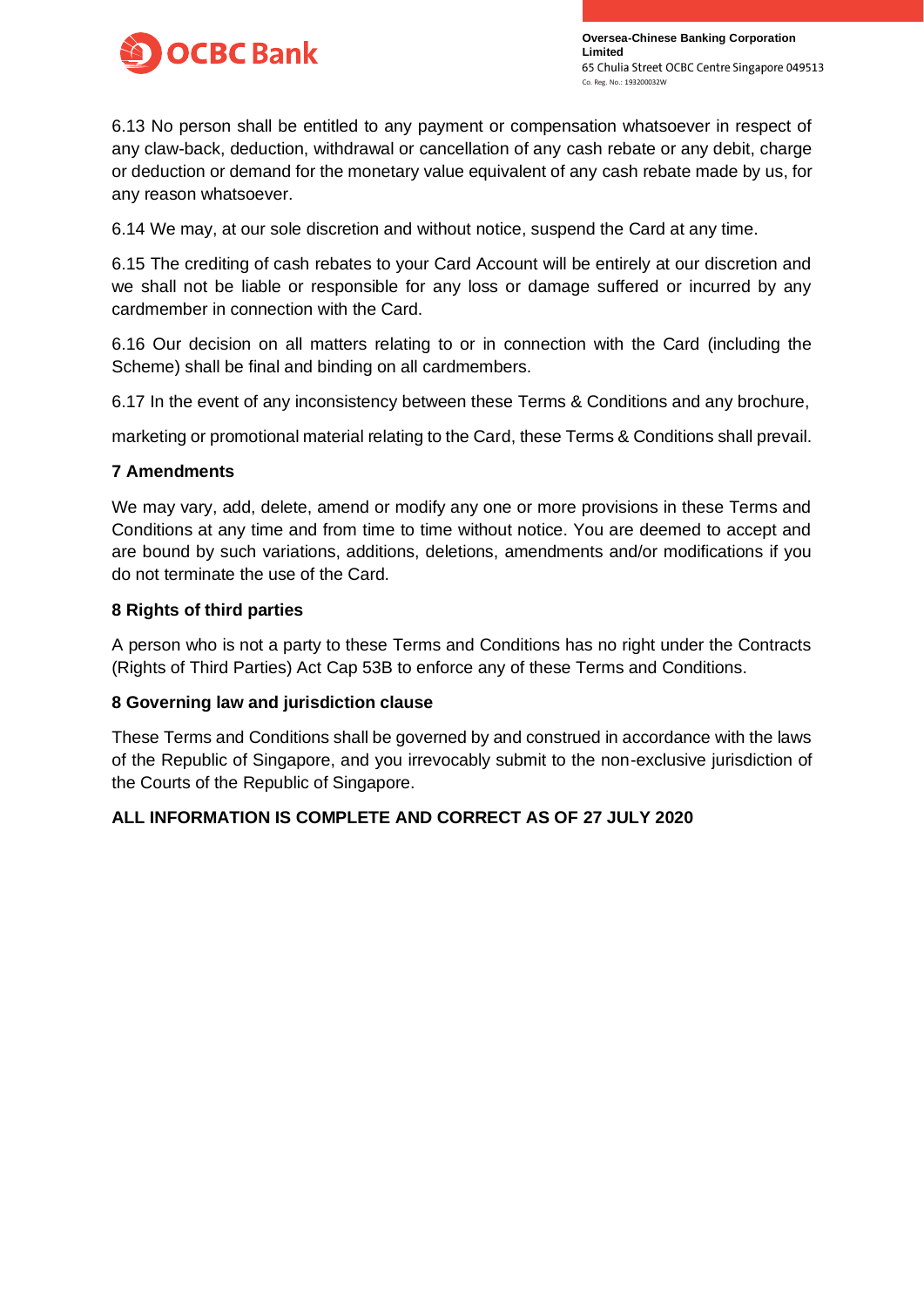6.13 No person shall be entitled to any payment or compensation whatsoever in respect of any claw-back, deduction, withdrawal or cancellation of any cash rebate or any debit, charge or deduction or demand for the monetary value equivalent of any cash rebate made by us, for any reason whatsoever.

6.14 We may, at our sole discretion and without notice, suspend the Card at any time.

6.15 The crediting of cash rebates to your Card Account will be entirely at our discretion and we shall not be liable or responsible for any loss or damage suffered or incurred by any cardmember in connection with the Card.

6.16 Our decision on all matters relating to or in connection with the Card (including the Scheme) shall be final and binding on all cardmembers.

6.17 In the event of any inconsistency between these Terms & Conditions and any brochure,

marketing or promotional material relating to the Card, these Terms & Conditions shall prevail.

**7 Amendments**

We may vary, add, delete, amend or modify any one or more provisions in these Terms and Conditions at any time and from time to time without notice. You are deemed to accept and are bound by such variations, additions, deletions, amendments and/or modifications if you do not terminate the use of the Card.

**8 Rights of third parties**

A person who is not a party to these Terms and Conditions has no right under the Contracts (Rights of Third Parties) Act Cap 53B to enforce any of these Terms and Conditions.

**8 Governing law and jurisdiction clause**

These Terms and Conditions shall be governed by and construed in accordance with the laws of the Republic of Singapore, and you irrevocably submit to the non-exclusive jurisdiction of the Courts of the Republic of Singapore.

**ALL INFORMATION IS COMPLETE AND CORRECT AS OF 27 JULY 2020**